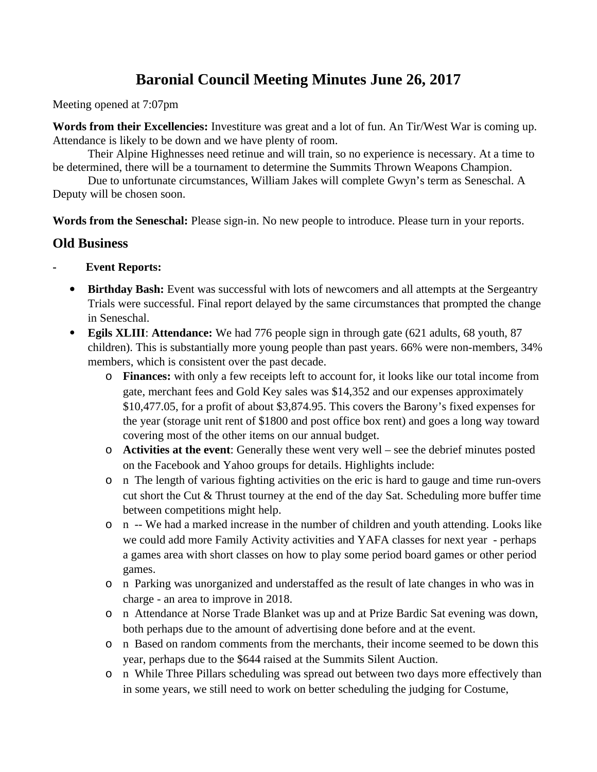# Baronial Council Meeting Minutes June 26, 2017

Meeting opened at 7:07pm

**Words from their Excellencies:** Investiture was great and a lot of fun. An Tir/West War is coming up. Attendance is likely to be down and we have plenty of room.

Their Alpine Highnesses need retinue and will train, so no experience is necessary. At a time to be determined, there will be a tournament to determine the Summits Thrown Weapons Champion.

Due to unfortunate circumstances, William Jakes will complete Gwyn's term as Seneschal. A Deputy will be chosen soon.

**Words from the Seneschal:** Please sign-in. No new people to introduce. Please turn in your reports.

## Old Business

- **Event Reports:**
  - **Birthday Bash:** Event was successful with lots of newcomers and all attempts at the Sergeantry Trials were successful. Final report delayed by the same circumstances that prompted the change in Seneschal.
  - **Egils XLIII**: **Attendance:** We had 776 people sign in through gate (621 adults, 68 youth, 87 children). This is substantially more young people than past years. 66% were non-members, 34% members, which is consistent over the past decade.
    - **Finances:** with only a few receipts left to account for, it looks like our total income from gate, merchant fees and Gold Key sales was $14,352 and our expenses approximately $10,477.05, for a profit of about $3,874.95. This covers the Barony's fixed expenses for the year (storage unit rent of $1800 and post office box rent) and goes a long way toward covering most of the other items on our annual budget.
    - **Activities at the event**: Generally these went very well – see the debrief minutes posted on the Facebook and Yahoo groups for details. Highlights include:
    - n The length of various fighting activities on the eric is hard to gauge and time run-overs cut short the Cut & Thrust tourney at the end of the day Sat. Scheduling more buffer time between competitions might help.
    - n -- We had a marked increase in the number of children and youth attending. Looks like we could add more Family Activity activities and YAFA classes for next year - perhaps a games area with short classes on how to play some period board games or other period games.
    - n Parking was unorganized and understaffed as the result of late changes in who was in charge - an area to improve in 2018.
    - n Attendance at Norse Trade Blanket was up and at Prize Bardic Sat evening was down, both perhaps due to the amount of advertising done before and at the event.
    - n Based on random comments from the merchants, their income seemed to be down this year, perhaps due to the $644 raised at the Summits Silent Auction.
    - n While Three Pillars scheduling was spread out between two days more effectively than in some years, we still need to work on better scheduling the judging for Costume,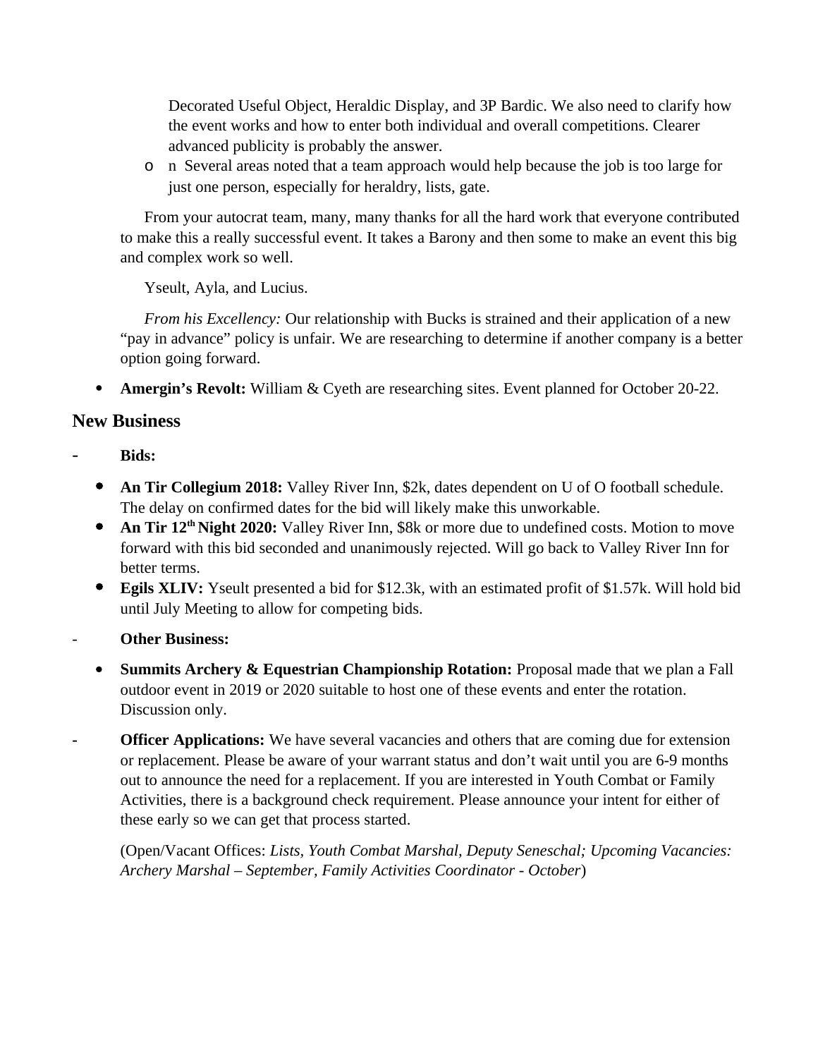Decorated Useful Object, Heraldic Display, and 3P Bardic. We also need to clarify how the event works and how to enter both individual and overall competitions. Clearer advanced publicity is probably the answer.

- n Several areas noted that a team approach would help because the job is too large for just one person, especially for heraldry, lists, gate.

From your autocrat team, many, many thanks for all the hard work that everyone contributed to make this a really successful event. It takes a Barony and then some to make an event this big and complex work so well.

Yseult, Ayla, and Lucius.

*From his Excellency:* Our relationship with Bucks is strained and their application of a new "pay in advance" policy is unfair. We are researching to determine if another company is a better option going forward.

- **Amergin's Revolt:** William & Cyeth are researching sites. Event planned for October 20-22.

## New Business

- **Bids:**
  - **An Tir Collegium 2018:** Valley River Inn, $2k, dates dependent on U of O football schedule. The delay on confirmed dates for the bid will likely make this unworkable.
  - **An Tir 12th Night 2020:** Valley River Inn, $8k or more due to undefined costs. Motion to move forward with this bid seconded and unanimously rejected. Will go back to Valley River Inn for better terms.
  - **Egils XLIV:** Yseult presented a bid for $12.3k, with an estimated profit of $1.57k. Will hold bid until July Meeting to allow for competing bids.
- **Other Business:**
  - **Summits Archery & Equestrian Championship Rotation:** Proposal made that we plan a Fall outdoor event in 2019 or 2020 suitable to host one of these events and enter the rotation. Discussion only.
- **Officer Applications:** We have several vacancies and others that are coming due for extension or replacement. Please be aware of your warrant status and don't wait until you are 6-9 months out to announce the need for a replacement. If you are interested in Youth Combat or Family Activities, there is a background check requirement. Please announce your intent for either of these early so we can get that process started.

  (Open/Vacant Offices: *Lists, Youth Combat Marshal, Deputy Seneschal; Upcoming Vacancies: Archery Marshal – September, Family Activities Coordinator - October*)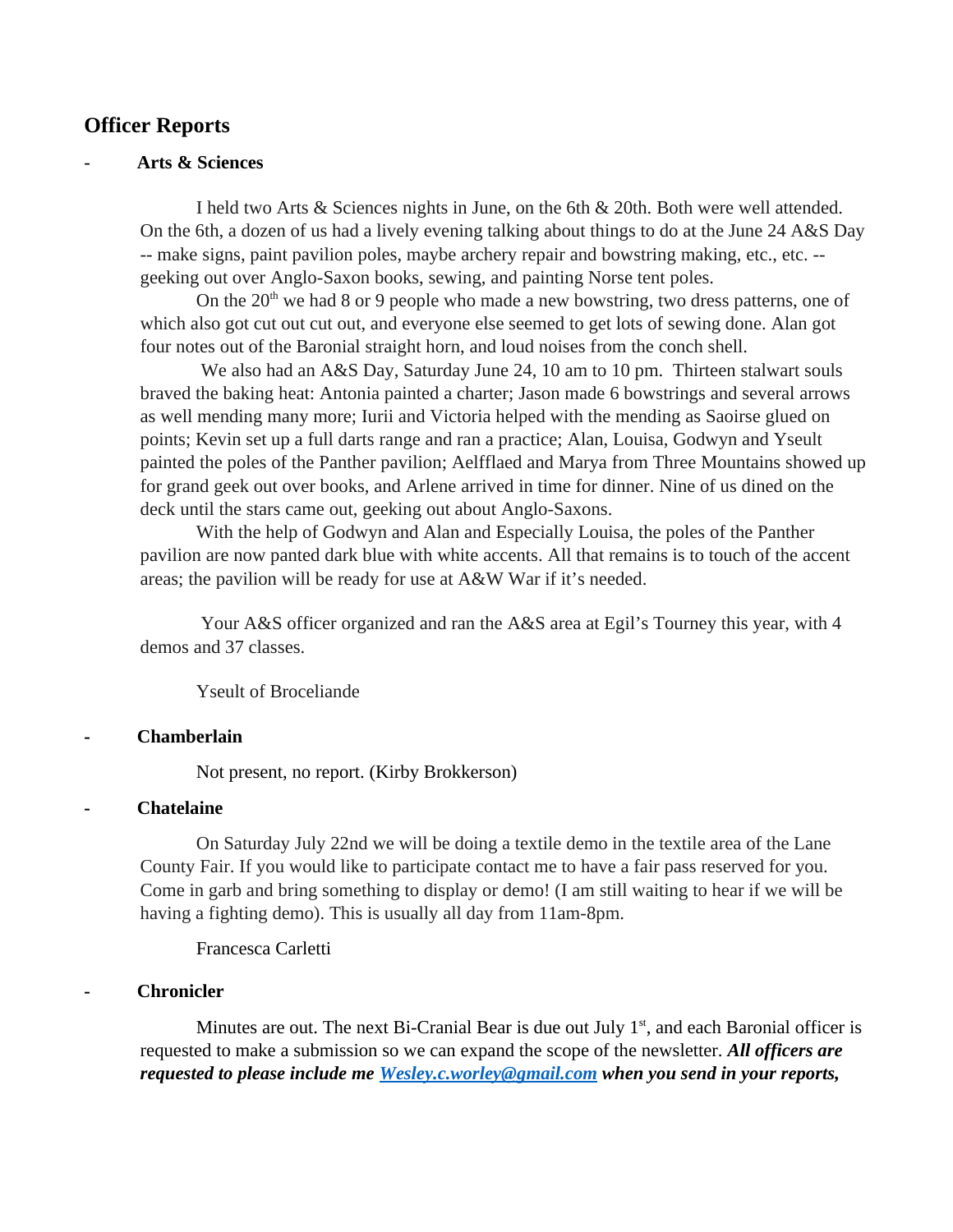## Officer Reports

- **Arts & Sciences**

I held two Arts & Sciences nights in June, on the 6th & 20th. Both were well attended. On the 6th, a dozen of us had a lively evening talking about things to do at the June 24 A&S Day -- make signs, paint pavilion poles, maybe archery repair and bowstring making, etc., etc. -- geeking out over Anglo-Saxon books, sewing, and painting Norse tent poles.

On the 20th we had 8 or 9 people who made a new bowstring, two dress patterns, one of which also got cut out cut out, and everyone else seemed to get lots of sewing done. Alan got four notes out of the Baronial straight horn, and loud noises from the conch shell.

We also had an A&S Day, Saturday June 24, 10 am to 10 pm. Thirteen stalwart souls braved the baking heat: Antonia painted a charter; Jason made 6 bowstrings and several arrows as well mending many more; Iurii and Victoria helped with the mending as Saoirse glued on points; Kevin set up a full darts range and ran a practice; Alan, Louisa, Godwyn and Yseult painted the poles of the Panther pavilion; Aelfflaed and Marya from Three Mountains showed up for grand geek out over books, and Arlene arrived in time for dinner. Nine of us dined on the deck until the stars came out, geeking out about Anglo-Saxons.

With the help of Godwyn and Alan and Especially Louisa, the poles of the Panther pavilion are now panted dark blue with white accents. All that remains is to touch of the accent areas; the pavilion will be ready for use at A&W War if it's needed.

Your A&S officer organized and ran the A&S area at Egil's Tourney this year, with 4 demos and 37 classes.

Yseult of Broceliande

- **Chamberlain**

Not present, no report. (Kirby Brokkerson)

- **Chatelaine**

On Saturday July 22nd we will be doing a textile demo in the textile area of the Lane County Fair. If you would like to participate contact me to have a fair pass reserved for you. Come in garb and bring something to display or demo! (I am still waiting to hear if we will be having a fighting demo). This is usually all day from 11am-8pm.

Francesca Carletti

- **Chronicler**

Minutes are out. The next Bi-Cranial Bear is due out July 1st, and each Baronial officer is requested to make a submission so we can expand the scope of the newsletter. ***All officers are requested to please include me [Wesley.c.worley@gmail.com](mailto:Wesley.c.worley@gmail.com) when you send in your reports,***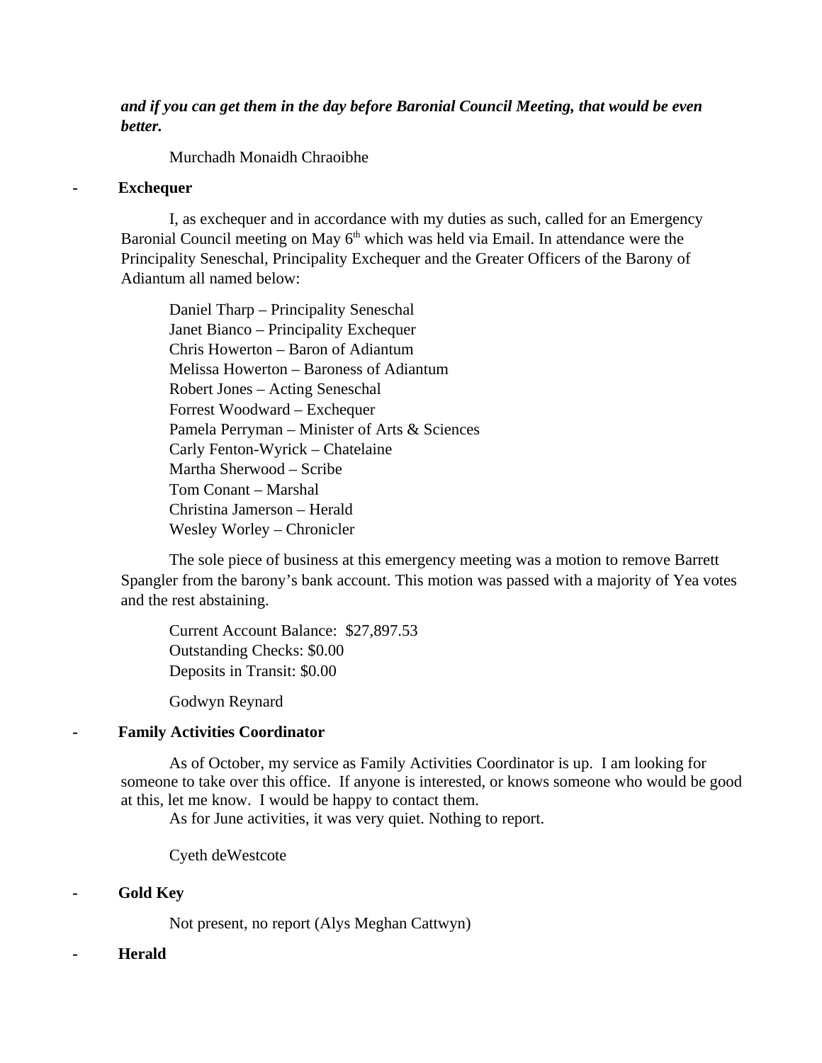***and if you can get them in the day before Baronial Council Meeting, that would be even better.***

Murchadh Monaidh Chraoibhe

- **Exchequer**

I, as exchequer and in accordance with my duties as such, called for an Emergency Baronial Council meeting on May 6th which was held via Email. In attendance were the Principality Seneschal, Principality Exchequer and the Greater Officers of the Barony of Adiantum all named below:

Daniel Tharp – Principality Seneschal
Janet Bianco – Principality Exchequer
Chris Howerton – Baron of Adiantum
Melissa Howerton – Baroness of Adiantum
Robert Jones – Acting Seneschal
Forrest Woodward – Exchequer
Pamela Perryman – Minister of Arts & Sciences
Carly Fenton-Wyrick – Chatelaine
Martha Sherwood – Scribe
Tom Conant – Marshal
Christina Jamerson – Herald
Wesley Worley – Chronicler

The sole piece of business at this emergency meeting was a motion to remove Barrett Spangler from the barony's bank account. This motion was passed with a majority of Yea votes and the rest abstaining.

Current Account Balance: $27,897.53
Outstanding Checks: $0.00
Deposits in Transit: $0.00

Godwyn Reynard

- **Family Activities Coordinator**

As of October, my service as Family Activities Coordinator is up. I am looking for someone to take over this office. If anyone is interested, or knows someone who would be good at this, let me know. I would be happy to contact them.
As for June activities, it was very quiet. Nothing to report.

Cyeth deWestcote

- **Gold Key**

Not present, no report (Alys Meghan Cattwyn)

- **Herald**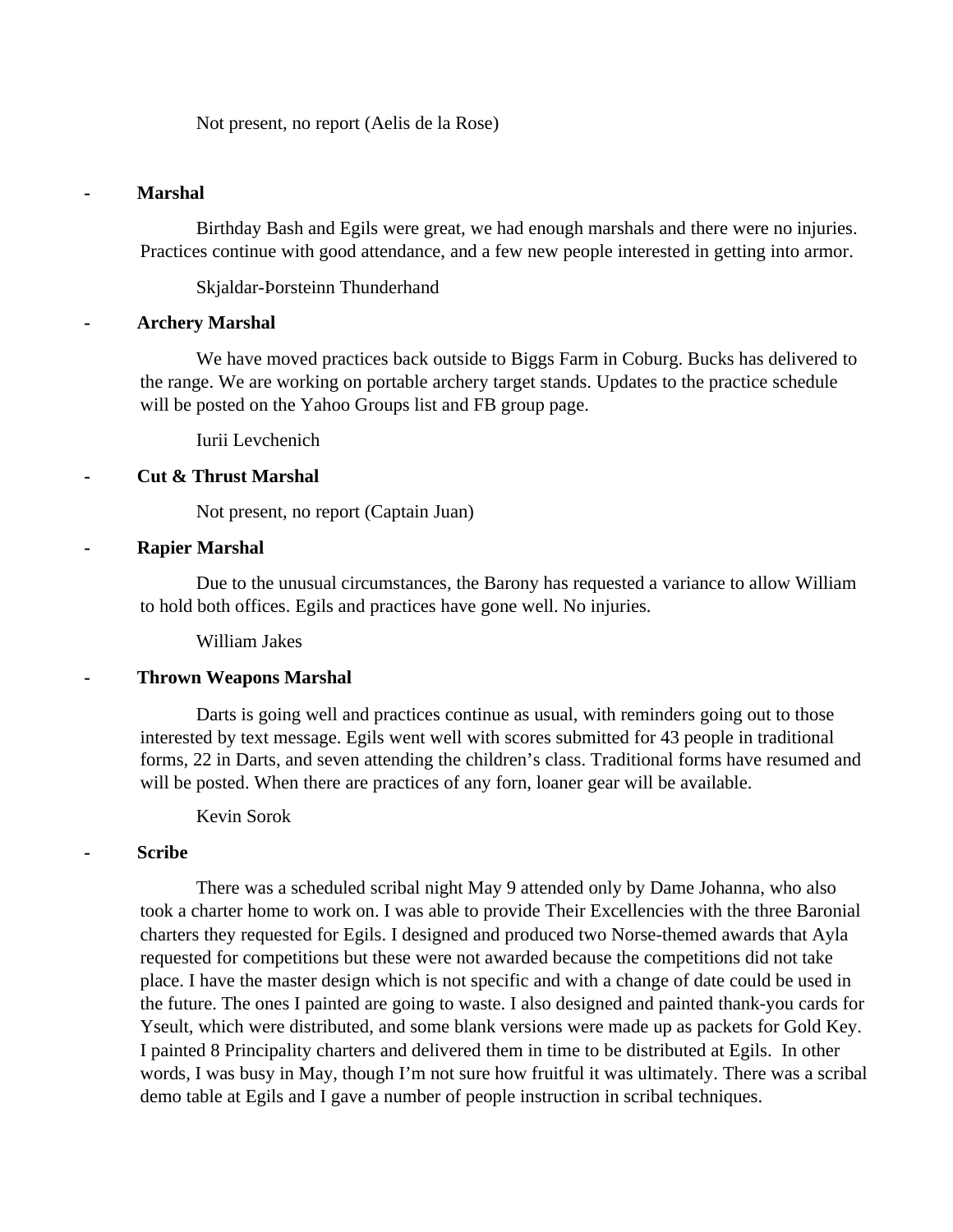Not present, no report (Aelis de la Rose)

- **Marshal**

Birthday Bash and Egils were great, we had enough marshals and there were no injuries. Practices continue with good attendance, and a few new people interested in getting into armor.

Skjaldar-Þorsteinn Thunderhand

- **Archery Marshal**

We have moved practices back outside to Biggs Farm in Coburg. Bucks has delivered to the range. We are working on portable archery target stands. Updates to the practice schedule will be posted on the Yahoo Groups list and FB group page.

Iurii Levchenich

- **Cut & Thrust Marshal**

Not present, no report (Captain Juan)

- **Rapier Marshal**

Due to the unusual circumstances, the Barony has requested a variance to allow William to hold both offices. Egils and practices have gone well. No injuries.

William Jakes

- **Thrown Weapons Marshal**

Darts is going well and practices continue as usual, with reminders going out to those interested by text message. Egils went well with scores submitted for 43 people in traditional forms, 22 in Darts, and seven attending the children's class. Traditional forms have resumed and will be posted. When there are practices of any forn, loaner gear will be available.

Kevin Sorok

- **Scribe**

There was a scheduled scribal night May 9 attended only by Dame Johanna, who also took a charter home to work on. I was able to provide Their Excellencies with the three Baronial charters they requested for Egils. I designed and produced two Norse-themed awards that Ayla requested for competitions but these were not awarded because the competitions did not take place. I have the master design which is not specific and with a change of date could be used in the future. The ones I painted are going to waste. I also designed and painted thank-you cards for Yseult, which were distributed, and some blank versions were made up as packets for Gold Key. I painted 8 Principality charters and delivered them in time to be distributed at Egils. In other words, I was busy in May, though I'm not sure how fruitful it was ultimately. There was a scribal demo table at Egils and I gave a number of people instruction in scribal techniques.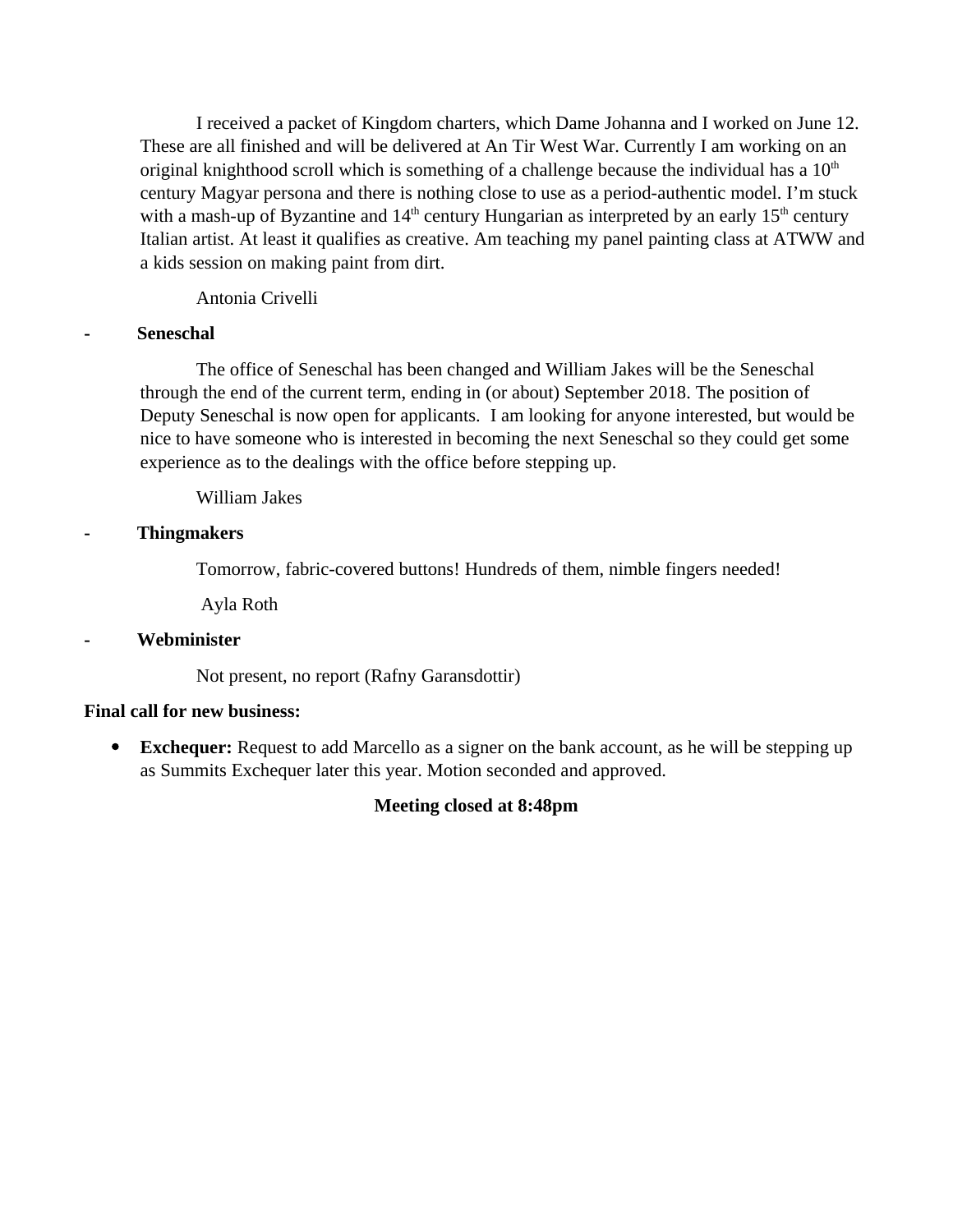I received a packet of Kingdom charters, which Dame Johanna and I worked on June 12. These are all finished and will be delivered at An Tir West War. Currently I am working on an original knighthood scroll which is something of a challenge because the individual has a 10th century Magyar persona and there is nothing close to use as a period-authentic model. I'm stuck with a mash-up of Byzantine and 14th century Hungarian as interpreted by an early 15th century Italian artist. At least it qualifies as creative. Am teaching my panel painting class at ATWW and a kids session on making paint from dirt.

Antonia Crivelli

- **Seneschal**

The office of Seneschal has been changed and William Jakes will be the Seneschal through the end of the current term, ending in (or about) September 2018. The position of Deputy Seneschal is now open for applicants. I am looking for anyone interested, but would be nice to have someone who is interested in becoming the next Seneschal so they could get some experience as to the dealings with the office before stepping up.

William Jakes

- **Thingmakers**

Tomorrow, fabric-covered buttons! Hundreds of them, nimble fingers needed!

Ayla Roth

- **Webminister**

Not present, no report (Rafny Garansdottir)

**Final call for new business:**

- **Exchequer:** Request to add Marcello as a signer on the bank account, as he will be stepping up as Summits Exchequer later this year. Motion seconded and approved.

**Meeting closed at 8:48pm**